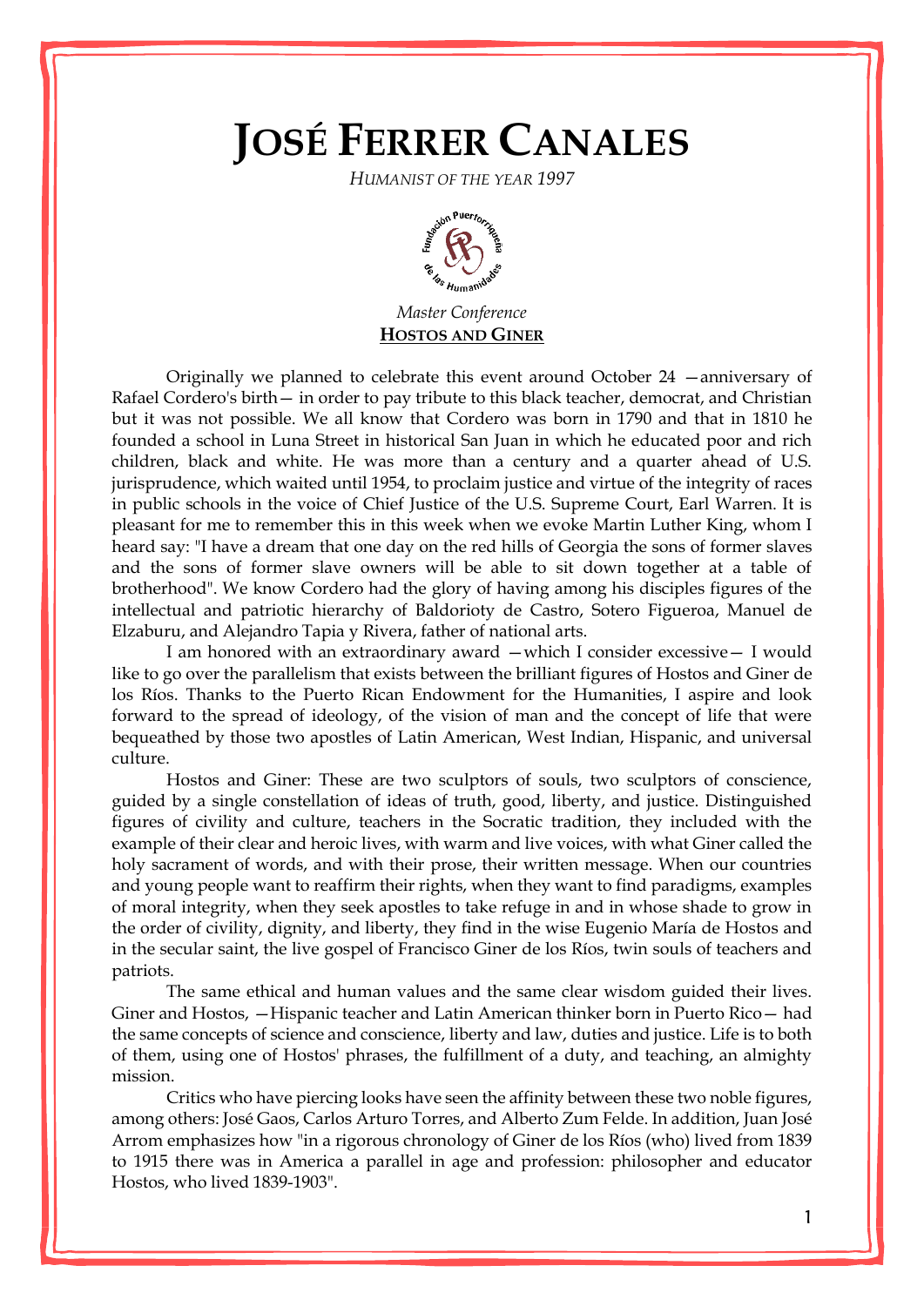# JOSÉ FERRER CANALES

*HUMANIST OF THE YEAR 1997*

*Master Conference*

**HOSTOS AND GINER**

Originally we planned to celebrate this event around October 24 —anniversary of Rafael Cordero's birth— in order to pay tribute to this black teacher, democrat, and Christian but it was not possible. We all know that Cordero was born in 1790 and that in 1810 he founded a school in Luna Street in historical San Juan in which he educated poor and rich children, black and white. He was more than a century and a quarter ahead of U.S. jurisprudence, which waited until 1954, to proclaim justice and virtue of the integrity of races in public schools in the voice of Chief Justice of the U.S. Supreme Court, Earl Warren. It is pleasant for me to remember this in this week when we evoke Martin Luther King, whom I heard say: "I have a dream that one day on the red hills of Georgia the sons of former slaves and the sons of former slave owners will be able to sit down together at a table of brotherhood". We know Cordero had the glory of having among his disciples figures of the intellectual and patriotic hierarchy of Baldorioty de Castro, Sotero Figueroa, Manuel de Elzaburu, and Alejandro Tapia y Rivera, father of national arts.

I am honored with an extraordinary award —which I consider excessive— I would like to go over the parallelism that exists between the brilliant figures of Hostos and Giner de los Ríos. Thanks to the Puerto Rican Endowment for the Humanities, I aspire and look forward to the spread of ideology, of the vision of man and the concept of life that were bequeathed by those two apostles of Latin American, West Indian, Hispanic, and universal culture.

Hostos and Giner: These are two sculptors of souls, two sculptors of conscience, guided by a single constellation of ideas of truth, good, liberty, and justice. Distinguished figures of civility and culture, teachers in the Socratic tradition, they included with the example of their clear and heroic lives, with warm and live voices, with what Giner called the holy sacrament of words, and with their prose, their written message. When our countries and young people want to reaffirm their rights, when they want to find paradigms, examples of moral integrity, when they seek apostles to take refuge in and in whose shade to grow in the order of civility, dignity, and liberty, they find in the wise Eugenio María de Hostos and in the secular saint, the live gospel of Francisco Giner de los Ríos, twin souls of teachers and patriots.

The same ethical and human values and the same clear wisdom guided their lives. Giner and Hostos, —Hispanic teacher and Latin American thinker born in Puerto Rico— had the same concepts of science and conscience, liberty and law, duties and justice. Life is to both of them, using one of Hostos' phrases, the fulfillment of a duty, and teaching, an almighty mission.

Critics who have piercing looks have seen the affinity between these two noble figures, among others: José Gaos, Carlos Arturo Torres, and Alberto Zum Felde. In addition, Juan José Arrom emphasizes how "in a rigorous chronology of Giner de los Ríos (who) lived from 1839 to 1915 there was in America a parallel in age and profession: philosopher and educator Hostos, who lived 1839-1903".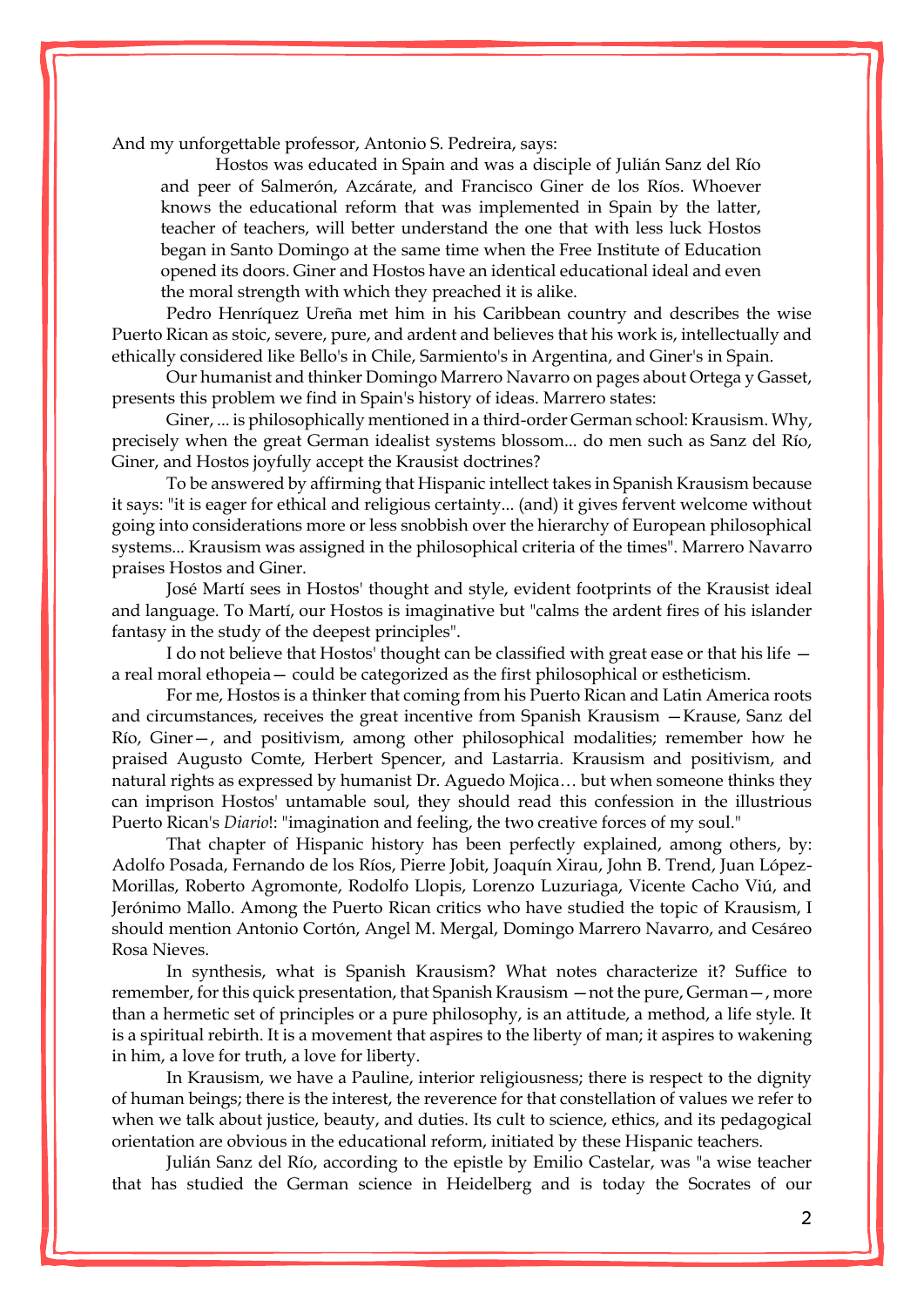And my unforgettable professor, Antonio S. Pedreira, says:

> Hostos was educated in Spain and was a disciple of Julián Sanz del Río and peer of Salmerón, Azcárate, and Francisco Giner de los Ríos. Whoever knows the educational reform that was implemented in Spain by the latter, teacher of teachers, will better understand the one that with less luck Hostos began in Santo Domingo at the same time when the Free Institute of Education opened its doors. Giner and Hostos have an identical educational ideal and even the moral strength with which they preached it is alike.

Pedro Henríquez Ureña met him in his Caribbean country and describes the wise Puerto Rican as stoic, severe, pure, and ardent and believes that his work is, intellectually and ethically considered like Bello's in Chile, Sarmiento's in Argentina, and Giner's in Spain.

Our humanist and thinker Domingo Marrero Navarro on pages about Ortega y Gasset, presents this problem we find in Spain's history of ideas. Marrero states:

Giner, ... is philosophically mentioned in a third-order German school: Krausism. Why, precisely when the great German idealist systems blossom... do men such as Sanz del Río, Giner, and Hostos joyfully accept the Krausist doctrines?

To be answered by affirming that Hispanic intellect takes in Spanish Krausism because it says: "it is eager for ethical and religious certainty... (and) it gives fervent welcome without going into considerations more or less snobbish over the hierarchy of European philosophical systems... Krausism was assigned in the philosophical criteria of the times". Marrero Navarro praises Hostos and Giner.

José Martí sees in Hostos' thought and style, evident footprints of the Krausist ideal and language. To Martí, our Hostos is imaginative but "calms the ardent fires of his islander fantasy in the study of the deepest principles".

I do not believe that Hostos' thought can be classified with great ease or that his life —a real moral ethopeia— could be categorized as the first philosophical or estheticism.

For me, Hostos is a thinker that coming from his Puerto Rican and Latin America roots and circumstances, receives the great incentive from Spanish Krausism —Krause, Sanz del Río, Giner—, and positivism, among other philosophical modalities; remember how he praised Augusto Comte, Herbert Spencer, and Lastarria. Krausism and positivism, and natural rights as expressed by humanist Dr. Aguedo Mojica… but when someone thinks they can imprison Hostos' untamable soul, they should read this confession in the illustrious Puerto Rican's *Diario*!: "imagination and feeling, the two creative forces of my soul."

That chapter of Hispanic history has been perfectly explained, among others, by: Adolfo Posada, Fernando de los Ríos, Pierre Jobit, Joaquín Xirau, John B. Trend, Juan López-Morillas, Roberto Agromonte, Rodolfo Llopis, Lorenzo Luzuriaga, Vicente Cacho Viú, and Jerónimo Mallo. Among the Puerto Rican critics who have studied the topic of Krausism, I should mention Antonio Cortón, Angel M. Mergal, Domingo Marrero Navarro, and Cesáreo Rosa Nieves.

In synthesis, what is Spanish Krausism? What notes characterize it? Suffice to remember, for this quick presentation, that Spanish Krausism —not the pure, German—, more than a hermetic set of principles or a pure philosophy, is an attitude, a method, a life style. It is a spiritual rebirth. It is a movement that aspires to the liberty of man; it aspires to wakening in him, a love for truth, a love for liberty.

In Krausism, we have a Pauline, interior religiousness; there is respect to the dignity of human beings; there is the interest, the reverence for that constellation of values we refer to when we talk about justice, beauty, and duties. Its cult to science, ethics, and its pedagogical orientation are obvious in the educational reform, initiated by these Hispanic teachers.

Julián Sanz del Río, according to the epistle by Emilio Castelar, was "a wise teacher that has studied the German science in Heidelberg and is today the Socrates of our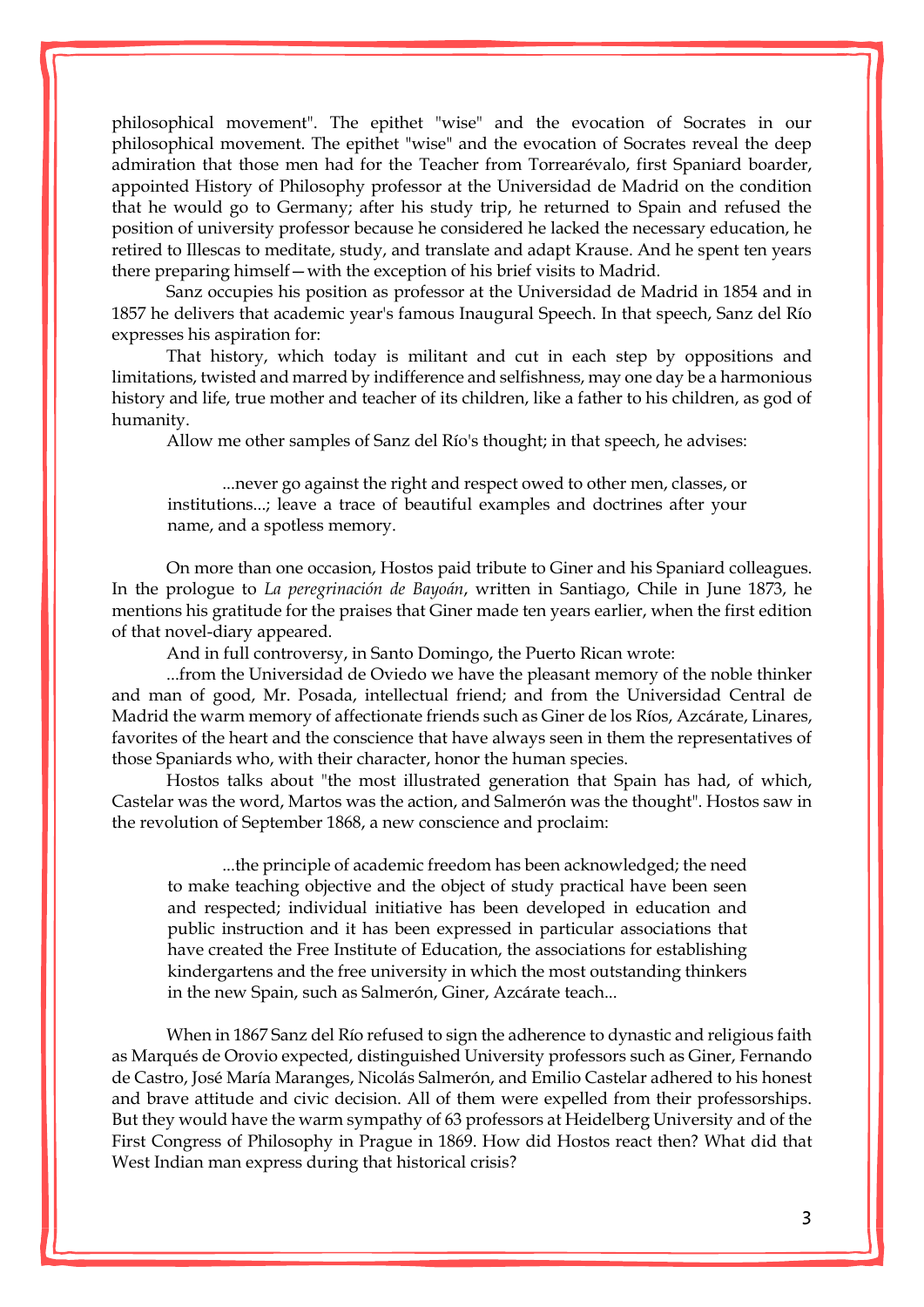philosophical movement". The epithet "wise" and the evocation of Socrates in our philosophical movement. The epithet "wise" and the evocation of Socrates reveal the deep admiration that those men had for the Teacher from Torrearévalo, first Spaniard boarder, appointed History of Philosophy professor at the Universidad de Madrid on the condition that he would go to Germany; after his study trip, he returned to Spain and refused the position of university professor because he considered he lacked the necessary education, he retired to Illescas to meditate, study, and translate and adapt Krause. And he spent ten years there preparing himself—with the exception of his brief visits to Madrid.

Sanz occupies his position as professor at the Universidad de Madrid in 1854 and in 1857 he delivers that academic year's famous Inaugural Speech. In that speech, Sanz del Río expresses his aspiration for:

That history, which today is militant and cut in each step by oppositions and limitations, twisted and marred by indifference and selfishness, may one day be a harmonious history and life, true mother and teacher of its children, like a father to his children, as god of humanity.

Allow me other samples of Sanz del Río's thought; in that speech, he advises:

> ...never go against the right and respect owed to other men, classes, or institutions...; leave a trace of beautiful examples and doctrines after your name, and a spotless memory.

On more than one occasion, Hostos paid tribute to Giner and his Spaniard colleagues. In the prologue to *La peregrinación de Bayoán*, written in Santiago, Chile in June 1873, he mentions his gratitude for the praises that Giner made ten years earlier, when the first edition of that novel-diary appeared.

And in full controversy, in Santo Domingo, the Puerto Rican wrote:

...from the Universidad de Oviedo we have the pleasant memory of the noble thinker and man of good, Mr. Posada, intellectual friend; and from the Universidad Central de Madrid the warm memory of affectionate friends such as Giner de los Ríos, Azcárate, Linares, favorites of the heart and the conscience that have always seen in them the representatives of those Spaniards who, with their character, honor the human species.

Hostos talks about "the most illustrated generation that Spain has had, of which, Castelar was the word, Martos was the action, and Salmerón was the thought". Hostos saw in the revolution of September 1868, a new conscience and proclaim:

> ...the principle of academic freedom has been acknowledged; the need to make teaching objective and the object of study practical have been seen and respected; individual initiative has been developed in education and public instruction and it has been expressed in particular associations that have created the Free Institute of Education, the associations for establishing kindergartens and the free university in which the most outstanding thinkers in the new Spain, such as Salmerón, Giner, Azcárate teach...

When in 1867 Sanz del Río refused to sign the adherence to dynastic and religious faith as Marqués de Orovio expected, distinguished University professors such as Giner, Fernando de Castro, José María Maranges, Nicolás Salmerón, and Emilio Castelar adhered to his honest and brave attitude and civic decision. All of them were expelled from their professorships. But they would have the warm sympathy of 63 professors at Heidelberg University and of the First Congress of Philosophy in Prague in 1869. How did Hostos react then? What did that West Indian man express during that historical crisis?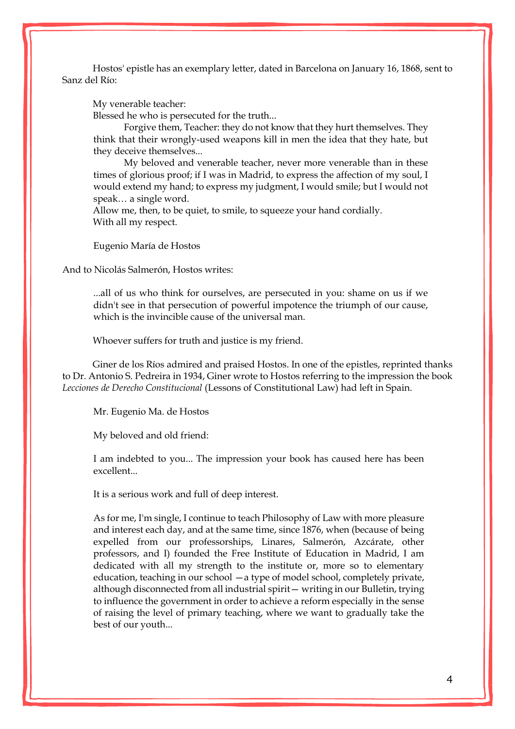Hostos' epistle has an exemplary letter, dated in Barcelona on January 16, 1868, sent to Sanz del Río:

> My venerable teacher:
> Blessed he who is persecuted for the truth...
>
> Forgive them, Teacher: they do not know that they hurt themselves. They think that their wrongly-used weapons kill in men the idea that they hate, but they deceive themselves...
>
> My beloved and venerable teacher, never more venerable than in these times of glorious proof; if I was in Madrid, to express the affection of my soul, I would extend my hand; to express my judgment, I would smile; but I would not speak… a single word.
> Allow me, then, to be quiet, to smile, to squeeze your hand cordially.
> With all my respect.
>
> Eugenio María de Hostos

And to Nicolás Salmerón, Hostos writes:

> ...all of us who think for ourselves, are persecuted in you: shame on us if we didn't see in that persecution of powerful impotence the triumph of our cause, which is the invincible cause of the universal man.
>
> Whoever suffers for truth and justice is my friend.

Giner de los Ríos admired and praised Hostos. In one of the epistles, reprinted thanks to Dr. Antonio S. Pedreira in 1934, Giner wrote to Hostos referring to the impression the book *Lecciones de Derecho Constitucional* (Lessons of Constitutional Law) had left in Spain.

> Mr. Eugenio Ma. de Hostos
>
> My beloved and old friend:
>
> I am indebted to you... The impression your book has caused here has been excellent...
>
> It is a serious work and full of deep interest.
>
> As for me, I'm single, I continue to teach Philosophy of Law with more pleasure and interest each day, and at the same time, since 1876, when (because of being expelled from our professorships, Linares, Salmerón, Azcárate, other professors, and I) founded the Free Institute of Education in Madrid, I am dedicated with all my strength to the institute or, more so to elementary education, teaching in our school —a type of model school, completely private, although disconnected from all industrial spirit— writing in our Bulletin, trying to influence the government in order to achieve a reform especially in the sense of raising the level of primary teaching, where we want to gradually take the best of our youth...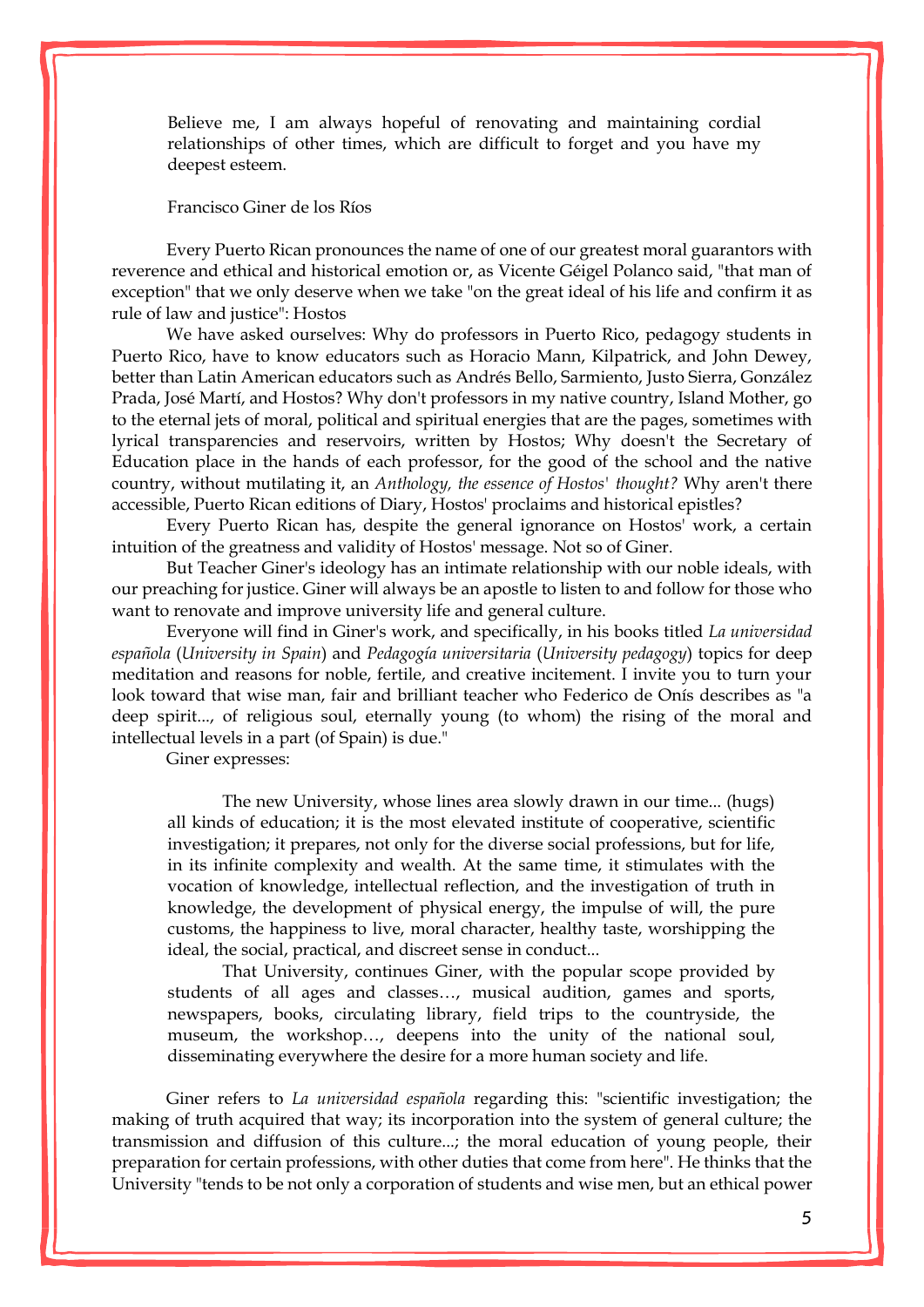> Believe me, I am always hopeful of renovating and maintaining cordial relationships of other times, which are difficult to forget and you have my deepest esteem.
>
> Francisco Giner de los Ríos

Every Puerto Rican pronounces the name of one of our greatest moral guarantors with reverence and ethical and historical emotion or, as Vicente Géigel Polanco said, "that man of exception" that we only deserve when we take "on the great ideal of his life and confirm it as rule of law and justice": Hostos

We have asked ourselves: Why do professors in Puerto Rico, pedagogy students in Puerto Rico, have to know educators such as Horacio Mann, Kilpatrick, and John Dewey, better than Latin American educators such as Andrés Bello, Sarmiento, Justo Sierra, González Prada, José Martí, and Hostos? Why don't professors in my native country, Island Mother, go to the eternal jets of moral, political and spiritual energies that are the pages, sometimes with lyrical transparencies and reservoirs, written by Hostos; Why doesn't the Secretary of Education place in the hands of each professor, for the good of the school and the native country, without mutilating it, an *Anthology, the essence of Hostos' thought?* Why aren't there accessible, Puerto Rican editions of Diary, Hostos' proclaims and historical epistles?

Every Puerto Rican has, despite the general ignorance on Hostos' work, a certain intuition of the greatness and validity of Hostos' message. Not so of Giner.

But Teacher Giner's ideology has an intimate relationship with our noble ideals, with our preaching for justice. Giner will always be an apostle to listen to and follow for those who want to renovate and improve university life and general culture.

Everyone will find in Giner's work, and specifically, in his books titled *La universidad española* (*University in Spain*) and *Pedagogía universitaria* (*University pedagogy*) topics for deep meditation and reasons for noble, fertile, and creative incitement. I invite you to turn your look toward that wise man, fair and brilliant teacher who Federico de Onís describes as "a deep spirit..., of religious soul, eternally young (to whom) the rising of the moral and intellectual levels in a part (of Spain) is due."

Giner expresses:

> The new University, whose lines area slowly drawn in our time... (hugs) all kinds of education; it is the most elevated institute of cooperative, scientific investigation; it prepares, not only for the diverse social professions, but for life, in its infinite complexity and wealth. At the same time, it stimulates with the vocation of knowledge, intellectual reflection, and the investigation of truth in knowledge, the development of physical energy, the impulse of will, the pure customs, the happiness to live, moral character, healthy taste, worshipping the ideal, the social, practical, and discreet sense in conduct...
>
> That University, continues Giner, with the popular scope provided by students of all ages and classes…, musical audition, games and sports, newspapers, books, circulating library, field trips to the countryside, the museum, the workshop…, deepens into the unity of the national soul, disseminating everywhere the desire for a more human society and life.

Giner refers to *La universidad española* regarding this: "scientific investigation; the making of truth acquired that way; its incorporation into the system of general culture; the transmission and diffusion of this culture...; the moral education of young people, their preparation for certain professions, with other duties that come from here". He thinks that the University "tends to be not only a corporation of students and wise men, but an ethical power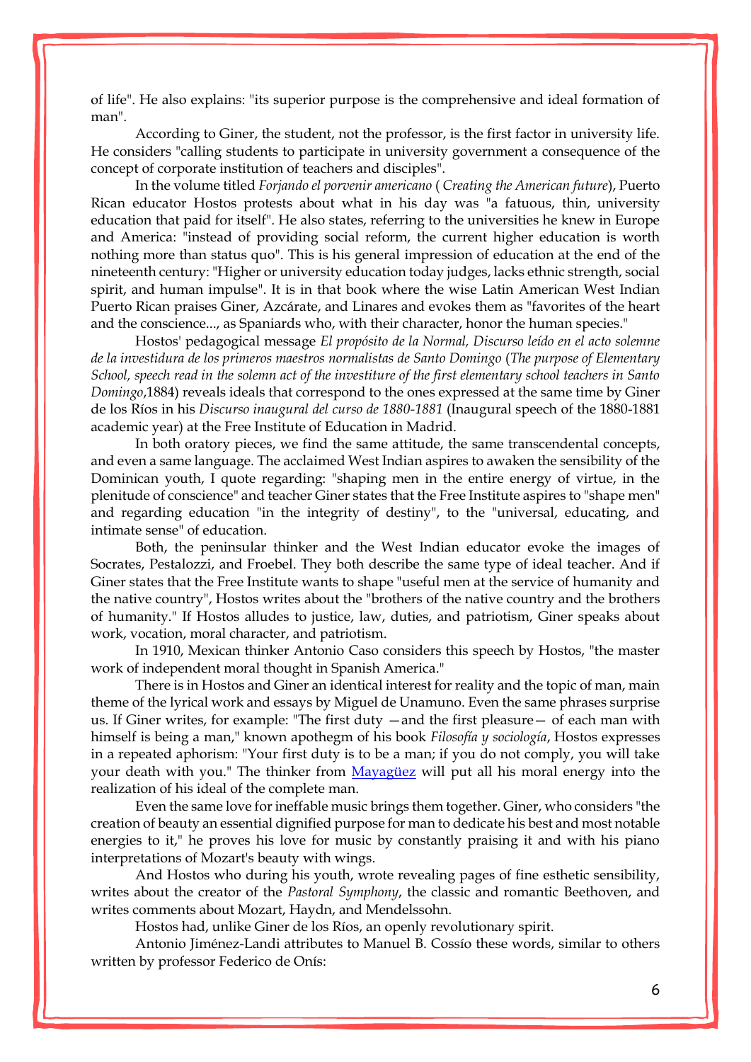of life". He also explains: "its superior purpose is the comprehensive and ideal formation of man".

According to Giner, the student, not the professor, is the first factor in university life. He considers "calling students to participate in university government a consequence of the concept of corporate institution of teachers and disciples".

In the volume titled *Forjando el porvenir americano* ( *Creating the American future*), Puerto Rican educator Hostos protests about what in his day was "a fatuous, thin, university education that paid for itself". He also states, referring to the universities he knew in Europe and America: "instead of providing social reform, the current higher education is worth nothing more than status quo". This is his general impression of education at the end of the nineteenth century: "Higher or university education today judges, lacks ethnic strength, social spirit, and human impulse". It is in that book where the wise Latin American West Indian Puerto Rican praises Giner, Azcárate, and Linares and evokes them as "favorites of the heart and the conscience..., as Spaniards who, with their character, honor the human species."

Hostos' pedagogical message *El propósito de la Normal, Discurso leído en el acto solemne de la investidura de los primeros maestros normalistas de Santo Domingo* (*The purpose of Elementary School, speech read in the solemn act of the investiture of the first elementary school teachers in Santo Domingo*,1884) reveals ideals that correspond to the ones expressed at the same time by Giner de los Ríos in his *Discurso inaugural del curso de 1880-1881* (Inaugural speech of the 1880-1881 academic year) at the Free Institute of Education in Madrid.

In both oratory pieces, we find the same attitude, the same transcendental concepts, and even a same language. The acclaimed West Indian aspires to awaken the sensibility of the Dominican youth, I quote regarding: "shaping men in the entire energy of virtue, in the plenitude of conscience" and teacher Giner states that the Free Institute aspires to "shape men" and regarding education "in the integrity of destiny", to the "universal, educating, and intimate sense" of education.

Both, the peninsular thinker and the West Indian educator evoke the images of Socrates, Pestalozzi, and Froebel. They both describe the same type of ideal teacher. And if Giner states that the Free Institute wants to shape "useful men at the service of humanity and the native country", Hostos writes about the "brothers of the native country and the brothers of humanity." If Hostos alludes to justice, law, duties, and patriotism, Giner speaks about work, vocation, moral character, and patriotism.

In 1910, Mexican thinker Antonio Caso considers this speech by Hostos, "the master work of independent moral thought in Spanish America."

There is in Hostos and Giner an identical interest for reality and the topic of man, main theme of the lyrical work and essays by Miguel de Unamuno. Even the same phrases surprise us. If Giner writes, for example: "The first duty —and the first pleasure— of each man with himself is being a man," known apothegm of his book *Filosofía y sociología*, Hostos expresses in a repeated aphorism: "Your first duty is to be a man; if you do not comply, you will take your death with you." The thinker from [Mayagüez]() will put all his moral energy into the realization of his ideal of the complete man.

Even the same love for ineffable music brings them together. Giner, who considers "the creation of beauty an essential dignified purpose for man to dedicate his best and most notable energies to it," he proves his love for music by constantly praising it and with his piano interpretations of Mozart's beauty with wings.

And Hostos who during his youth, wrote revealing pages of fine esthetic sensibility, writes about the creator of the *Pastoral Symphony*, the classic and romantic Beethoven, and writes comments about Mozart, Haydn, and Mendelssohn.

Hostos had, unlike Giner de los Ríos, an openly revolutionary spirit.

Antonio Jiménez-Landi attributes to Manuel B. Cossío these words, similar to others written by professor Federico de Onís: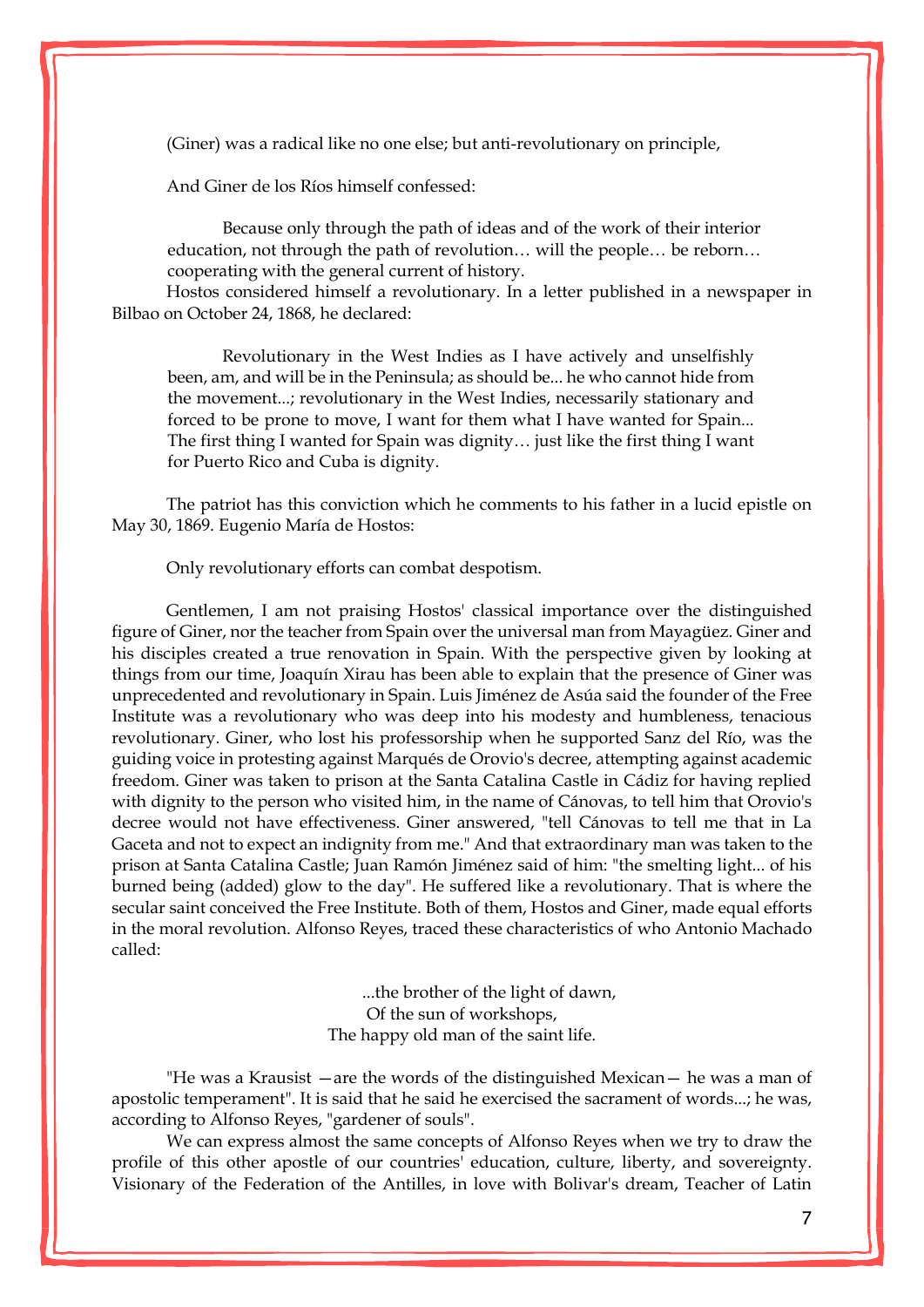(Giner) was a radical like no one else; but anti-revolutionary on principle,

And Giner de los Ríos himself confessed:

> Because only through the path of ideas and of the work of their interior education, not through the path of revolution… will the people… be reborn… cooperating with the general current of history.

Hostos considered himself a revolutionary. In a letter published in a newspaper in Bilbao on October 24, 1868, he declared:

> Revolutionary in the West Indies as I have actively and unselfishly been, am, and will be in the Peninsula; as should be... he who cannot hide from the movement...; revolutionary in the West Indies, necessarily stationary and forced to be prone to move, I want for them what I have wanted for Spain... The first thing I wanted for Spain was dignity… just like the first thing I want for Puerto Rico and Cuba is dignity.

The patriot has this conviction which he comments to his father in a lucid epistle on May 30, 1869. Eugenio María de Hostos:

> Only revolutionary efforts can combat despotism.

Gentlemen, I am not praising Hostos' classical importance over the distinguished figure of Giner, nor the teacher from Spain over the universal man from Mayagüez. Giner and his disciples created a true renovation in Spain. With the perspective given by looking at things from our time, Joaquín Xirau has been able to explain that the presence of Giner was unprecedented and revolutionary in Spain. Luis Jiménez de Asúa said the founder of the Free Institute was a revolutionary who was deep into his modesty and humbleness, tenacious revolutionary. Giner, who lost his professorship when he supported Sanz del Río, was the guiding voice in protesting against Marqués de Orovio's decree, attempting against academic freedom. Giner was taken to prison at the Santa Catalina Castle in Cádiz for having replied with dignity to the person who visited him, in the name of Cánovas, to tell him that Orovio's decree would not have effectiveness. Giner answered, "tell Cánovas to tell me that in La Gaceta and not to expect an indignity from me." And that extraordinary man was taken to the prison at Santa Catalina Castle; Juan Ramón Jiménez said of him: "the smelting light... of his burned being (added) glow to the day". He suffered like a revolutionary. That is where the secular saint conceived the Free Institute. Both of them, Hostos and Giner, made equal efforts in the moral revolution. Alfonso Reyes, traced these characteristics of who Antonio Machado called:

> ...the brother of the light of dawn,  
> Of the sun of workshops,  
> The happy old man of the saint life.

"He was a Krausist —are the words of the distinguished Mexican— he was a man of apostolic temperament". It is said that he said he exercised the sacrament of words...; he was, according to Alfonso Reyes, "gardener of souls".

We can express almost the same concepts of Alfonso Reyes when we try to draw the profile of this other apostle of our countries' education, culture, liberty, and sovereignty. Visionary of the Federation of the Antilles, in love with Bolivar's dream, Teacher of Latin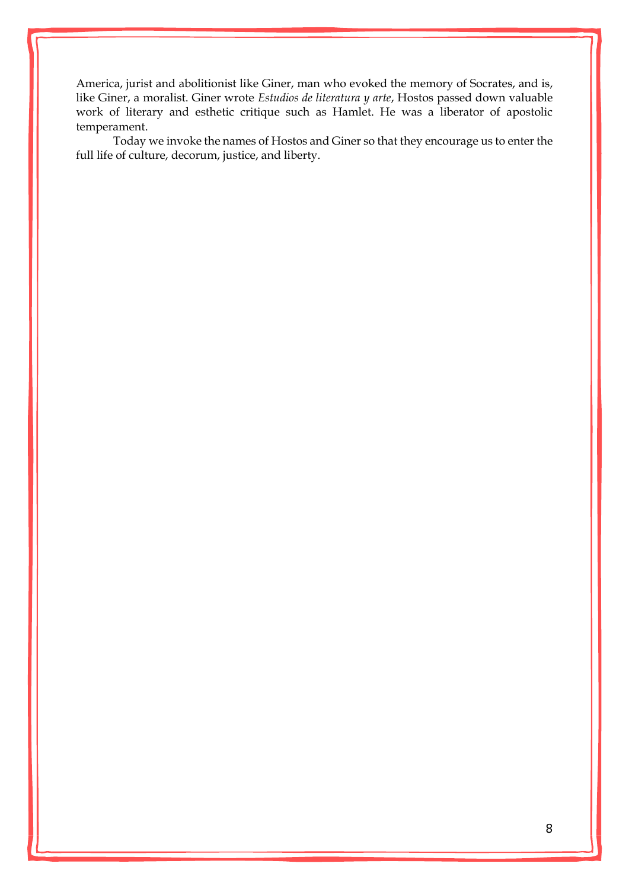America, jurist and abolitionist like Giner, man who evoked the memory of Socrates, and is, like Giner, a moralist. Giner wrote *Estudios de literatura y arte*, Hostos passed down valuable work of literary and esthetic critique such as Hamlet. He was a liberator of apostolic temperament.

Today we invoke the names of Hostos and Giner so that they encourage us to enter the full life of culture, decorum, justice, and liberty.